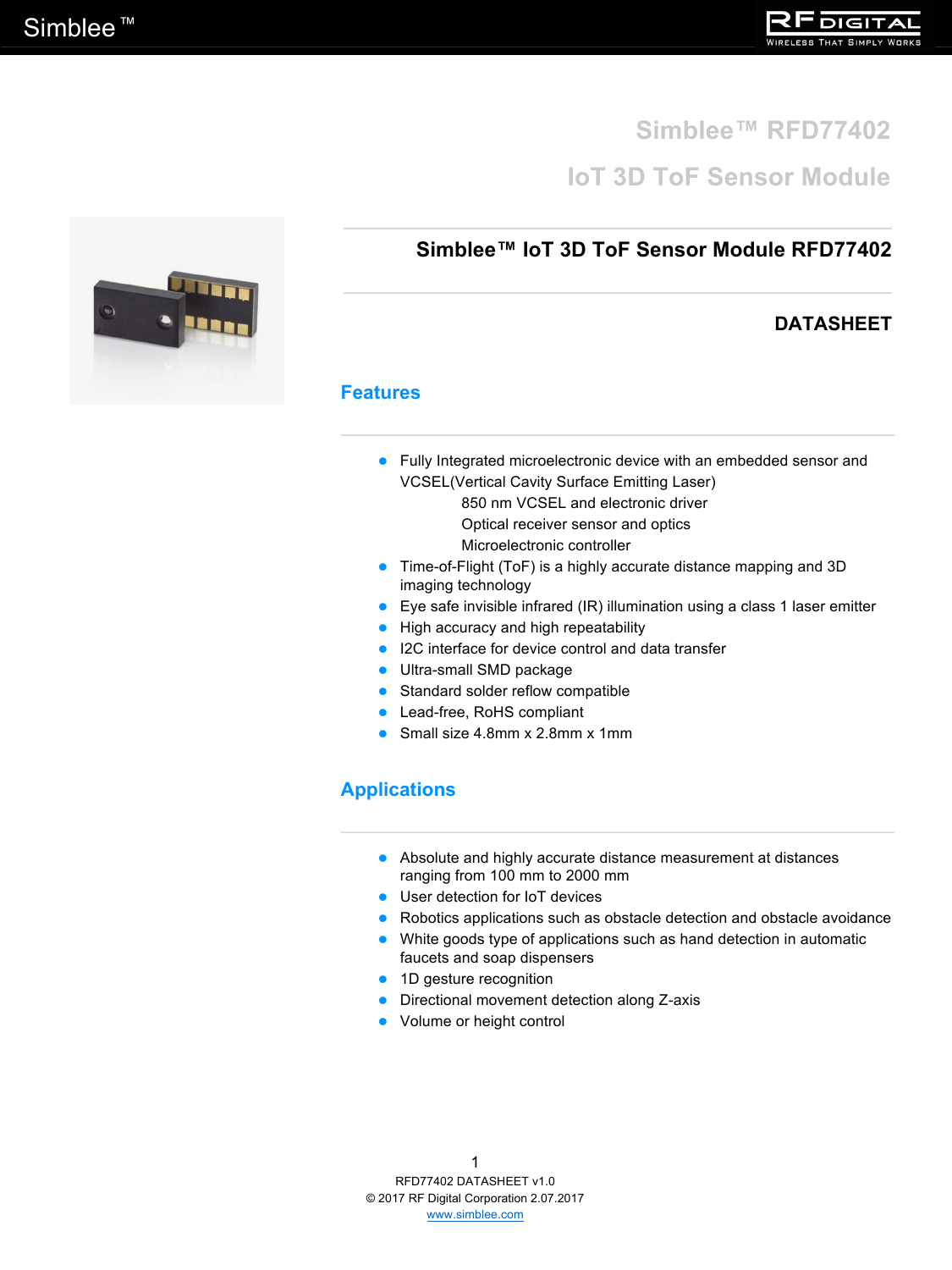# Simblee™ RFD77402

## IoT 3D ToF Sensor Module

**Simblee™ IoT 3D ToF Sensor Module RFD77402**

**DATASHEET**

## Features

- Fully Integrated microelectronic device with an embedded sensor and VCSEL(Vertical Cavity Surface Emitting Laser)
  - 850 nm VCSEL and electronic driver
  - Optical receiver sensor and optics
  - Microelectronic controller
- Time-of-Flight (ToF) is a highly accurate distance mapping and 3D imaging technology
- Eye safe invisible infrared (IR) illumination using a class 1 laser emitter
- High accuracy and high repeatability
- I2C interface for device control and data transfer
- Ultra-small SMD package
- Standard solder reflow compatible
- Lead-free, RoHS compliant
- Small size 4.8mm x 2.8mm x 1mm

## Applications

- Absolute and highly accurate distance measurement at distances ranging from 100 mm to 2000 mm
- User detection for IoT devices
- Robotics applications such as obstacle detection and obstacle avoidance
- White goods type of applications such as hand detection in automatic faucets and soap dispensers
- 1D gesture recognition
- Directional movement detection along Z-axis
- Volume or height control

RFD77402 DATASHEET v1.0
© 2017 RF Digital Corporation 2.07.2017
www.simblee.com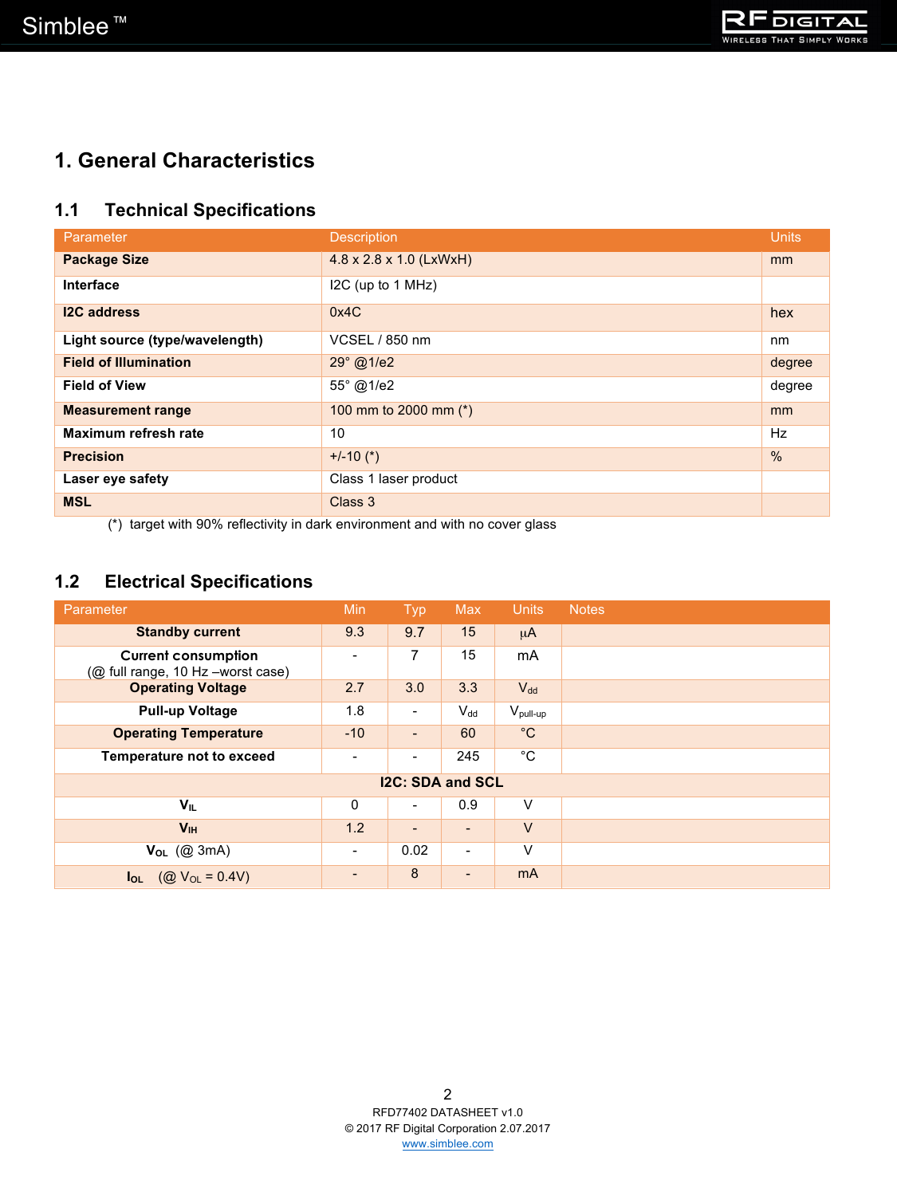# 1. General Characteristics

## 1.1 Technical Specifications

| Parameter | Description | Units |
|---|---|---|
| **Package Size** | 4.8 x 2.8 x 1.0 (LxWxH) | mm |
| **Interface** | I2C (up to 1 MHz) | |
| **I2C address** | 0x4C | hex |
| **Light source (type/wavelength)** | VCSEL / 850 nm | nm |
| **Field of Illumination** | 29° @1/e2 | degree |
| **Field of View** | 55° @1/e2 | degree |
| **Measurement range** | 100 mm to 2000 mm (*) | mm |
| **Maximum refresh rate** | 10 | Hz |
| **Precision** | +/-10 (*) | % |
| **Laser eye safety** | Class 1 laser product | |
| **MSL** | Class 3 | |

(*) target with 90% reflectivity in dark environment and with no cover glass

## 1.2 Electrical Specifications

| Parameter | Min | Typ | Max | Units | Notes |
|---|---|---|---|---|---|
| **Standby current** | 9.3 | 9.7 | 15 | µA | |
| **Current consumption** (@ full range, 10 Hz –worst case) | - | 7 | 15 | mA | |
| **Operating Voltage** | 2.7 | 3.0 | 3.3 | $V_{dd}$ | |
| **Pull-up Voltage** | 1.8 | - | $V_{dd}$ | $V_{pull-up}$ | |
| **Operating Temperature** | -10 | - | 60 | °C | |
| **Temperature not to exceed** | - | - | 245 | °C | |
| **I2C: SDA and SCL** | | | | | |
| $V_{IL}$ | 0 | - | 0.9 | V | |
| $V_{IH}$ | 1.2 | - | - | V | |
| $V_{OL}$ (@ 3mA) | - | 0.02 | - | V | |
| $I_{OL}$ (@ $V_{OL}$ = 0.4V) | - | 8 | - | mA | |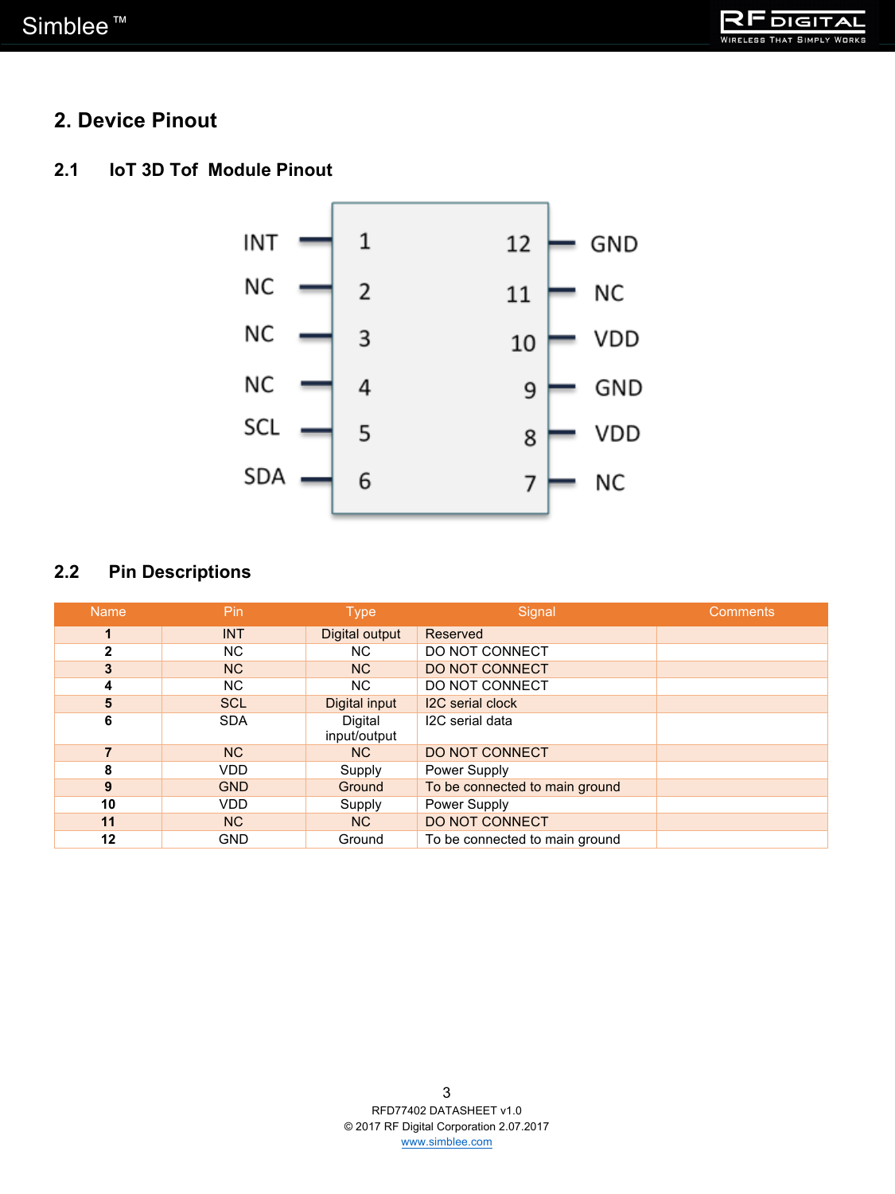# 2. Device Pinout

## 2.1 IoT 3D Tof Module Pinout

INT 1
NC 2
NC 3
NC 4
SCL 5
SDA 6
12 GND
11 NC
10 VDD
9 GND
8 VDD
7 NC

## 2.2 Pin Descriptions

| Name | Pin | Type | Signal | Comments |
|---|---|---|---|---|
| 1 | INT | Digital output | Reserved | |
| 2 | NC | NC | DO NOT CONNECT | |
| 3 | NC | NC | DO NOT CONNECT | |
| 4 | NC | NC | DO NOT CONNECT | |
| 5 | SCL | Digital input | I2C serial clock | |
| 6 | SDA | Digital input/output | I2C serial data | |
| 7 | NC | NC | DO NOT CONNECT | |
| 8 | VDD | Supply | Power Supply | |
| 9 | GND | Ground | To be connected to main ground | |
| 10 | VDD | Supply | Power Supply | |
| 11 | NC | NC | DO NOT CONNECT | |
| 12 | GND | Ground | To be connected to main ground | |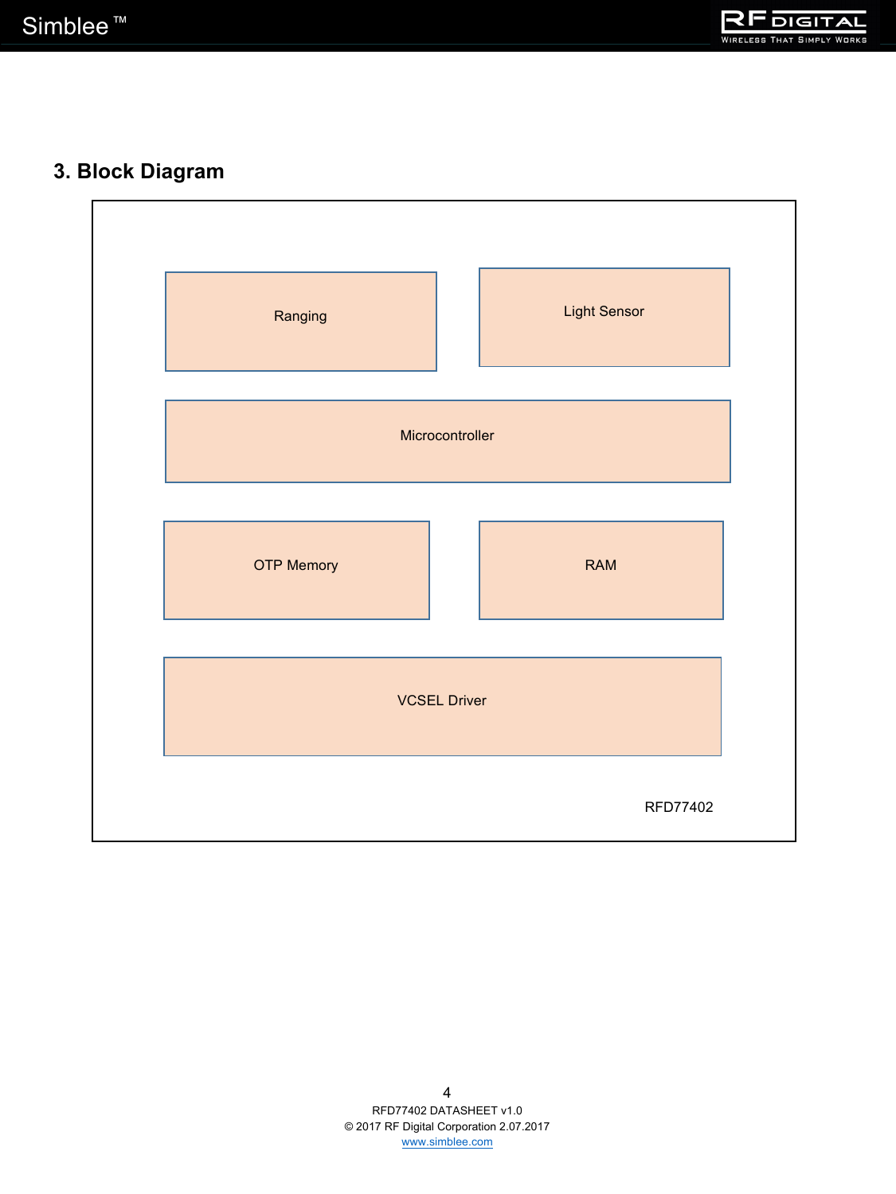## 3. Block Diagram

Ranging

Light Sensor

Microcontroller

OTP Memory

RAM

VCSEL Driver

RFD77402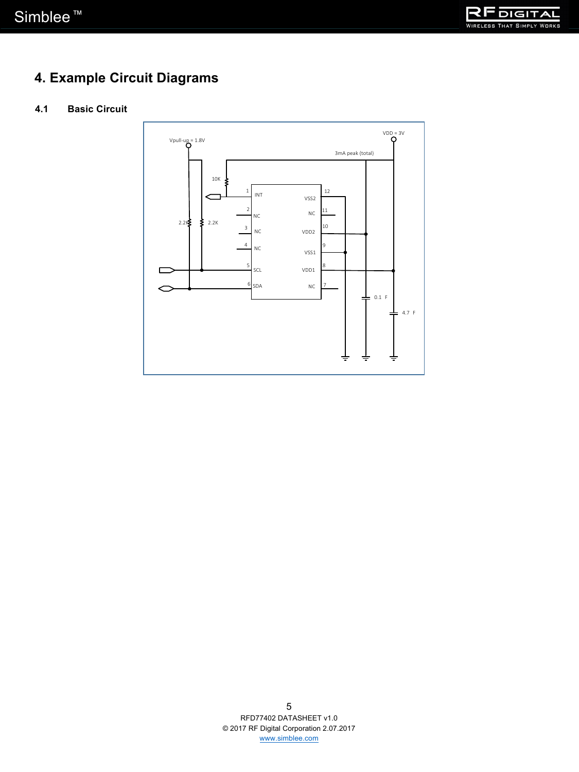# 4. Example Circuit Diagrams

## 4.1 Basic Circuit

Vpull-up = 1.8V

VDD = 3V

3mA peak (total)

10K

2.2K

2.2K

1 INT

2 NC

3 NC

4 NC

5 SCL

6 SDA

12 VSS2

11 NC

10 VDD2

9 VSS1

8 VDD1

7 NC

0.1 F

4.7 F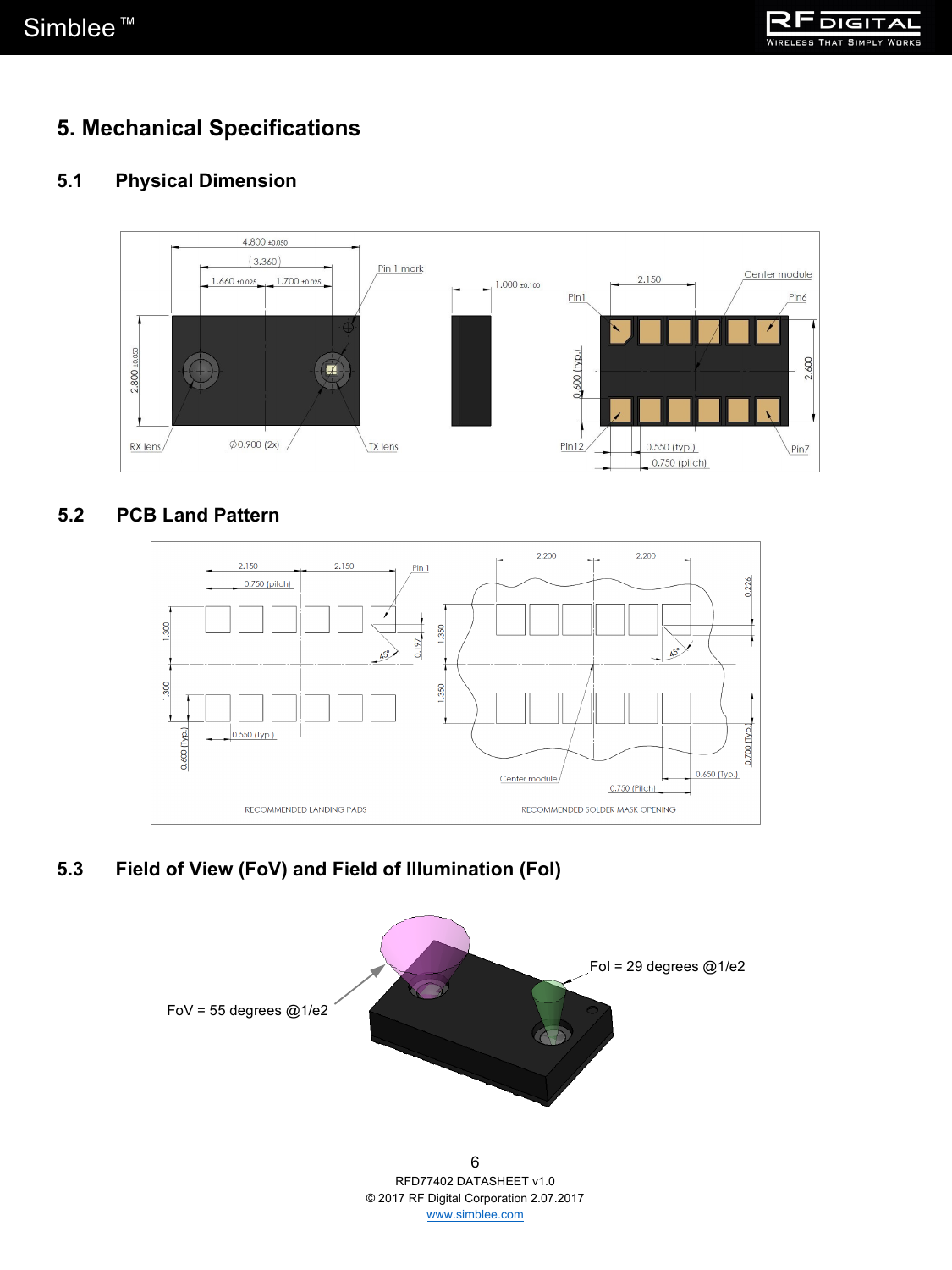# 5. Mechanical Specifications

## 5.1 Physical Dimension

4.800 ±0.050

(3.360)

1.660 ±0.025

1.700 ±0.025

Pin 1 mark

1.000 ±0.100

2.150

Center module

Pin1

Pin6

2.800 ±0.050

0.600 (typ.)

2.600

RX lens

∅0.900 (2x)

TX lens

Pin12

0.550 (typ.)

0.750 (pitch)

Pin7

## 5.2 PCB Land Pattern

2.150

2.150

0.750 (pitch)

Pin 1

1.300

1.300

0.197

45°

0.600 (Typ.)

0.550 (Typ.)

2.200

2.200

0.226

1.350

1.350

45°

0.700 (Typ.)

Center module

0.750 (Pitch)

0.650 (Typ.)

RECOMMENDED LANDING PADS

RECOMMENDED SOLDER MASK OPENING

## 5.3 Field of View (FoV) and Field of Illumination (FoI)

FoI = 29 degrees @1/e2

FoV = 55 degrees @1/e2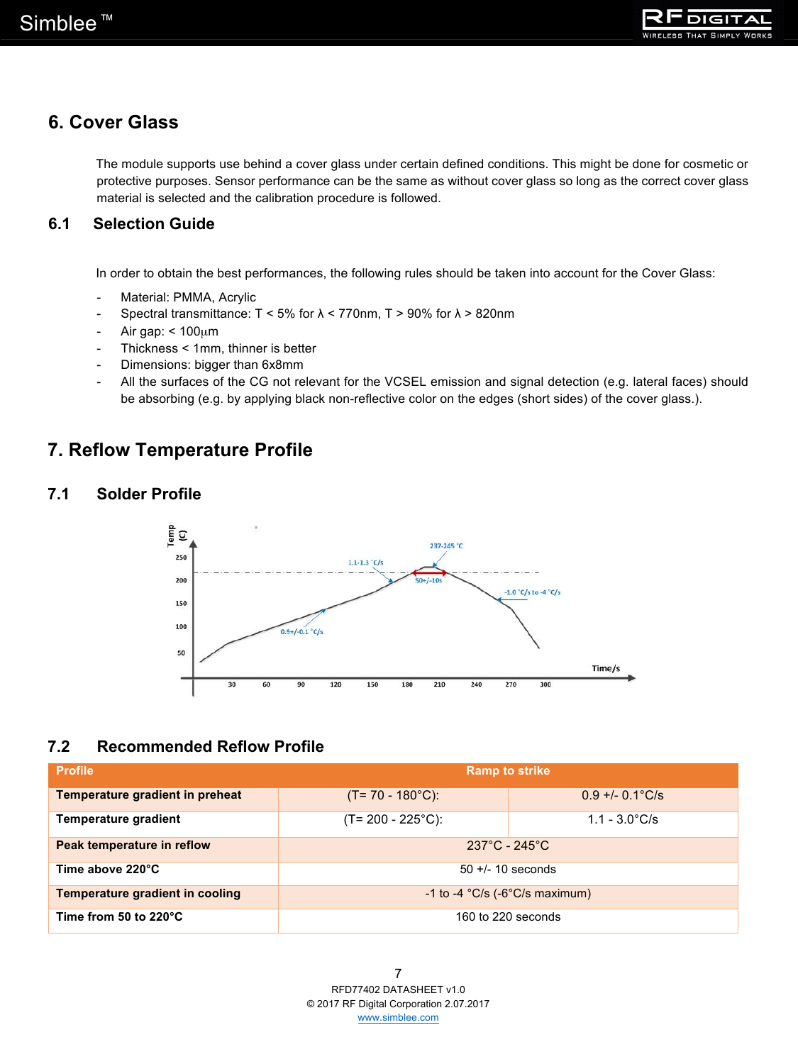## 6. Cover Glass

The module supports use behind a cover glass under certain defined conditions. This might be done for cosmetic or protective purposes. Sensor performance can be the same as without cover glass so long as the correct cover glass material is selected and the calibration procedure is followed.

### 6.1 Selection Guide

In order to obtain the best performances, the following rules should be taken into account for the Cover Glass:

- Material: PMMA, Acrylic
- Spectral transmittance: T < 5% for λ < 770nm, T > 90% for λ > 820nm
- Air gap: < 100μm
- Thickness < 1mm, thinner is better
- Dimensions: bigger than 6x8mm
- All the surfaces of the CG not relevant for the VCSEL emission and signal detection (e.g. lateral faces) should be absorbing (e.g. by applying black non-reflective color on the edges (short sides) of the cover glass.).

## 7. Reflow Temperature Profile

### 7.1 Solder Profile

Temp (C)

250
200
150
100
50

30 60 90 120 150 180 210 240 270 300

Time/s

237-245 °C
1.1-1.3 °C/s
50+/-10s
-1.0 °C/s to -4 °C/s
0.9+/-0.1 °C/s

### 7.2 Recommended Reflow Profile

| Profile | Ramp to strike | |
|---|---|---|
| Temperature gradient in preheat | (T= 70 - 180°C): | 0.9 +/- 0.1°C/s |
| Temperature gradient | (T= 200 - 225°C): | 1.1 - 3.0°C/s |
| Peak temperature in reflow | 237°C - 245°C | |
| Time above 220°C | 50 +/- 10 seconds | |
| Temperature gradient in cooling | -1 to -4 °C/s (-6°C/s maximum) | |
| Time from 50 to 220°C | 160 to 220 seconds | |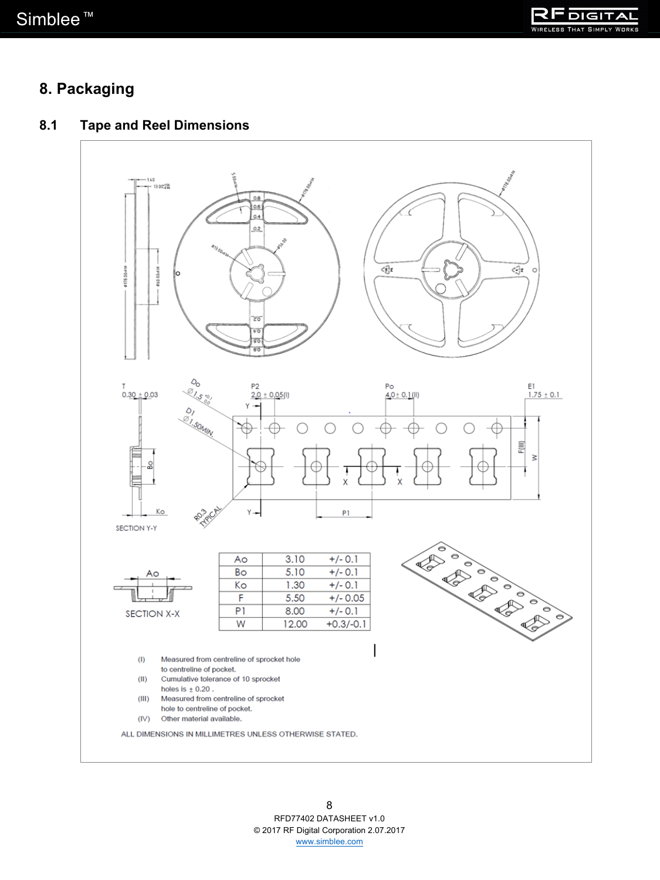# 8. Packaging

## 8.1 Tape and Reel Dimensions

|  |  |  |
|---|---|---|
| Ao | 3.10 | +/- 0.1 |
| Bo | 5.10 | +/- 0.1 |
| Ko | 1.30 | +/- 0.1 |
| F | 5.50 | +/- 0.05 |
| P1 | 8.00 | +/- 0.1 |
| W | 12.00 | +0.3/-0.1 |

(I) Measured from centreline of sprocket hole to centreline of pocket.

(II) Cumulative tolerance of 10 sprocket holes is ± 0.20 .

(III) Measured from centreline of sprocket hole to centreline of pocket.

(IV) Other material available.

ALL DIMENSIONS IN MILLIMETRES UNLESS OTHERWISE STATED.

RFD77402 DATASHEET v1.0

© 2017 RF Digital Corporation 2.07.2017

www.simblee.com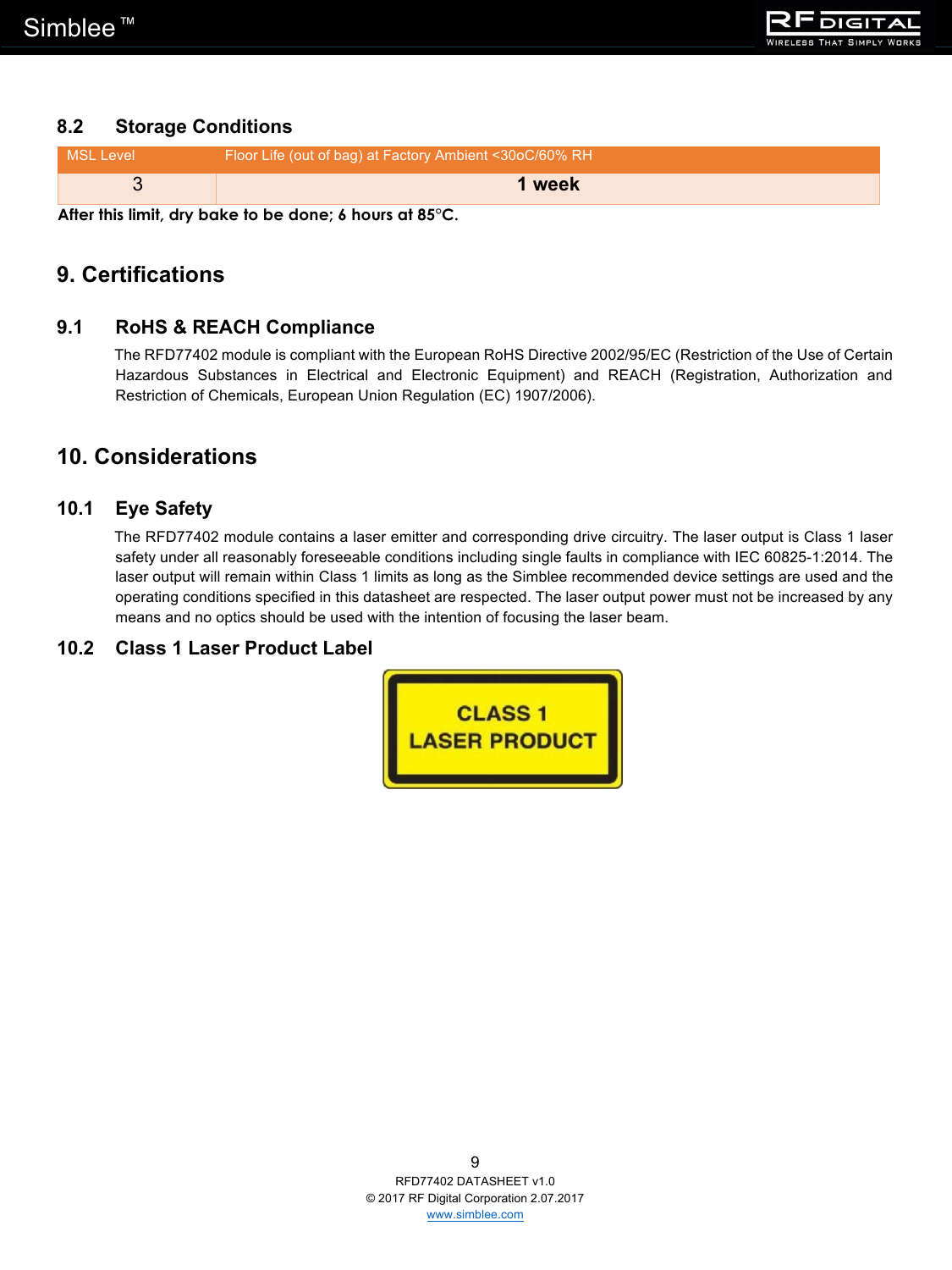## 8.2 Storage Conditions

| MSL Level | Floor Life (out of bag) at Factory Ambient <30oC/60% RH |
|---|---|
| 3 | **1 week** |

**After this limit, dry bake to be done; 6 hours at 85°C.**

# 9. Certifications

## 9.1 RoHS & REACH Compliance

The RFD77402 module is compliant with the European RoHS Directive 2002/95/EC (Restriction of the Use of Certain Hazardous Substances in Electrical and Electronic Equipment) and REACH (Registration, Authorization and Restriction of Chemicals, European Union Regulation (EC) 1907/2006).

# 10. Considerations

## 10.1 Eye Safety

The RFD77402 module contains a laser emitter and corresponding drive circuitry. The laser output is Class 1 laser safety under all reasonably foreseeable conditions including single faults in compliance with IEC 60825-1:2014. The laser output will remain within Class 1 limits as long as the Simblee recommended device settings are used and the operating conditions specified in this datasheet are respected. The laser output power must not be increased by any means and no optics should be used with the intention of focusing the laser beam.

## 10.2 Class 1 Laser Product Label

**CLASS 1**
**LASER PRODUCT**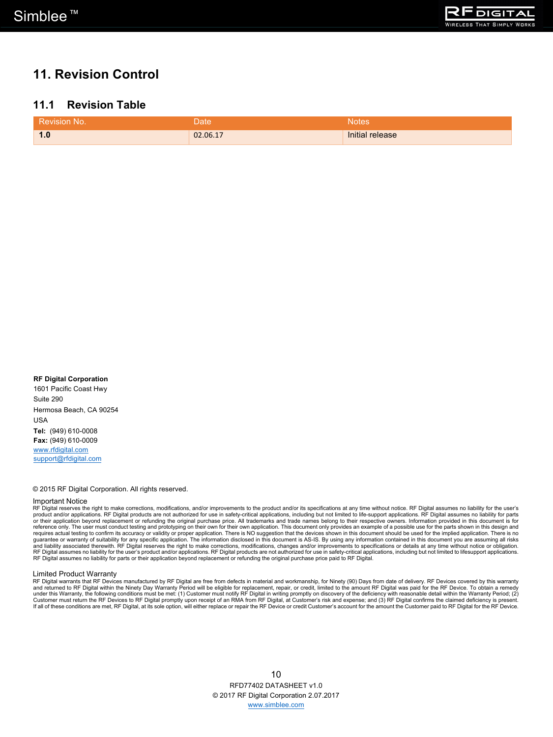# 11. Revision Control

## 11.1 Revision Table

| Revision No. | Date | Notes |
|---|---|---|
| **1.0** | 02.06.17 | Initial release |

**RF Digital Corporation**
1601 Pacific Coast Hwy
Suite 290
Hermosa Beach, CA 90254
USA
**Tel:** (949) 610-0008
**Fax:** (949) 610-0009
www.rfdigital.com
support@rfdigital.com

© 2015 RF Digital Corporation. All rights reserved.

Important Notice
RF Digital reserves the right to make corrections, modifications, and/or improvements to the product and/or its specifications at any time without notice. RF Digital assumes no liability for the user's product and/or applications. RF Digital products are not authorized for use in safety-critical applications, including but not limited to life-support applications. RF Digital assumes no liability for parts or their application beyond replacement or refunding the original purchase price. All trademarks and trade names belong to their respective owners. Information provided in this document is for reference only. The user must conduct testing and prototyping on their own for their own application. This document only provides an example of a possible use for the parts shown in this design and requires actual testing to confirm its accuracy or validity or proper application. There is NO suggestion that the devices shown in this document should be used for the implied application. There is no guarantee or warranty of suitability for any specific application. The information disclosed in this document is AS-IS. By using any information contained in this document you are assuming all risks and liability associated therewith. RF Digital reserves the right to make corrections, modifications, changes and/or improvements to specifications or details at any time without notice or obligation. RF Digital assumes no liability for the user's product and/or applications. RF Digital products are not authorized for use in safety-critical applications, including but not limited to lifesupport applications. RF Digital assumes no liability for parts or their application beyond replacement or refunding the original purchase price paid to RF Digital.

Limited Product Warranty
RF Digital warrants that RF Devices manufactured by RF Digital are free from defects in material and workmanship, for Ninety (90) Days from date of delivery. RF Devices covered by this warranty and returned to RF Digital within the Ninety Day Warranty Period will be eligible for replacement, repair, or credit, limited to the amount RF Digital was paid for the RF Device. To obtain a remedy under this Warranty, the following conditions must be met: (1) Customer must notify RF Digital in writing promptly on discovery of the deficiency with reasonable detail within the Warranty Period; (2) Customer must return the RF Devices to RF Digital promptly upon receipt of an RMA from RF Digital, at Customer's risk and expense; and (3) RF Digital confirms the claimed deficiency is present. If all of these conditions are met, RF Digital, at its sole option, will either replace or repair the RF Device or credit Customer's account for the amount the Customer paid to RF Digital for the RF Device.